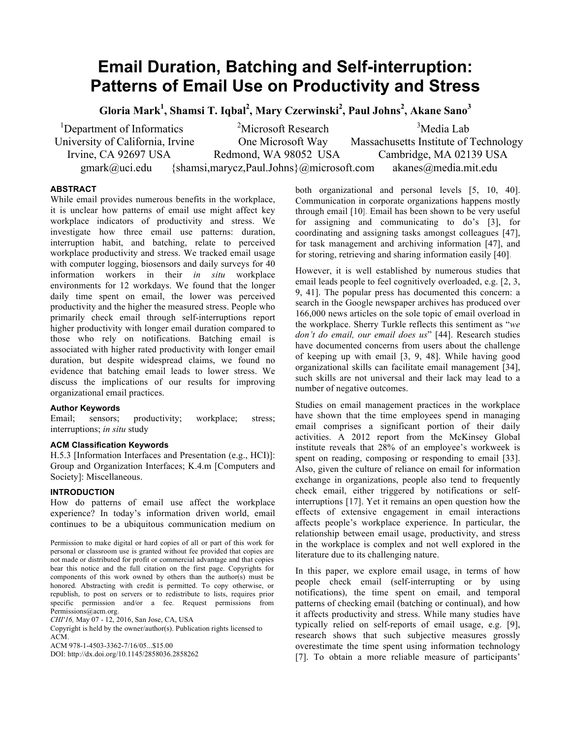# Email Duration, Batching and Self-interruption: Patterns of Email Use on Productivity and Stress

**Gloria Mark[1], Shamsi T. Iqbal[2], Mary Czerwinski[2], Paul Johns[2], Akane Sano[3]**

[1]Department of Informatics
University of California, Irvine
Irvine, CA 92697 USA
gmark@uci.edu

[2]Microsoft Research
One Microsoft Way
Redmond, WA 98052 USA
{shamsi,marycz,Paul.Johns}@microsoft.com

[3]Media Lab
Massachusetts Institute of Technology
Cambridge, MA 02139 USA
akanes@media.mit.edu

## ABSTRACT

While email provides numerous benefits in the workplace, it is unclear how patterns of email use might affect key workplace indicators of productivity and stress. We investigate how three email use patterns: duration, interruption habit, and batching, relate to perceived workplace productivity and stress. We tracked email usage with computer logging, biosensors and daily surveys for 40 information workers in their *in situ* workplace environments for 12 workdays. We found that the longer daily time spent on email, the lower was perceived productivity and the higher the measured stress. People who primarily check email through self-interruptions report higher productivity with longer email duration compared to those who rely on notifications. Batching email is associated with higher rated productivity with longer email duration, but despite widespread claims, we found no evidence that batching email leads to lower stress. We discuss the implications of our results for improving organizational email practices.

### Author Keywords

Email; sensors; productivity; workplace; stress; interruptions; *in situ* study

### ACM Classification Keywords

H.5.3 [Information Interfaces and Presentation (e.g., HCI)]: Group and Organization Interfaces; K.4.m [Computers and Society]: Miscellaneous.

## INTRODUCTION

How do patterns of email use affect the workplace experience? In today's information driven world, email continues to be a ubiquitous communication medium on both organizational and personal levels [5, 10, 40]. Communication in corporate organizations happens mostly through email [10]. Email has been shown to be very useful for assigning and communicating to do's [3], for coordinating and assigning tasks amongst colleagues [47], for task management and archiving information [47], and for storing, retrieving and sharing information easily [40].

However, it is well established by numerous studies that email leads people to feel cognitively overloaded, e.g. [2, 3, 9, 41]. The popular press has documented this concern: a search in the Google newspaper archives has produced over 166,000 news articles on the sole topic of email overload in the workplace. Sherry Turkle reflects this sentiment as "*we don't do email, our email does us*" [44]. Research studies have documented concerns from users about the challenge of keeping up with email [3, 9, 48]. While having good organizational skills can facilitate email management [34], such skills are not universal and their lack may lead to a number of negative outcomes.

Studies on email management practices in the workplace have shown that the time employees spend in managing email comprises a significant portion of their daily activities. A 2012 report from the McKinsey Global institute reveals that 28% of an employee's workweek is spent on reading, composing or responding to email [33]. Also, given the culture of reliance on email for information exchange in organizations, people also tend to frequently check email, either triggered by notifications or self-interruptions [17]. Yet it remains an open question how the effects of extensive engagement in email interactions affects people's workplace experience. In particular, the relationship between email usage, productivity, and stress in the workplace is complex and not well explored in the literature due to its challenging nature.

In this paper, we explore email usage, in terms of how people check email (self-interrupting or by using notifications), the time spent on email, and temporal patterns of checking email (batching or continual), and how it affects productivity and stress. While many studies have typically relied on self-reports of email usage, e.g. [9], research shows that such subjective measures grossly overestimate the time spent using information technology [7]. To obtain a more reliable measure of participants'

Permission to make digital or hard copies of all or part of this work for personal or classroom use is granted without fee provided that copies are not made or distributed for profit or commercial advantage and that copies bear this notice and the full citation on the first page. Copyrights for components of this work owned by others than the author(s) must be honored. Abstracting with credit is permitted. To copy otherwise, or republish, to post on servers or to redistribute to lists, requires prior specific permission and/or a fee. Request permissions from Permissions@acm.org.
*CHI'16,* May 07 - 12, 2016, San Jose, CA, USA
Copyright is held by the owner/author(s). Publication rights licensed to ACM.
ACM 978-1-4503-3362-7/16/05...$15.00
DOI: http://dx.doi.org/10.1145/2858036.2858262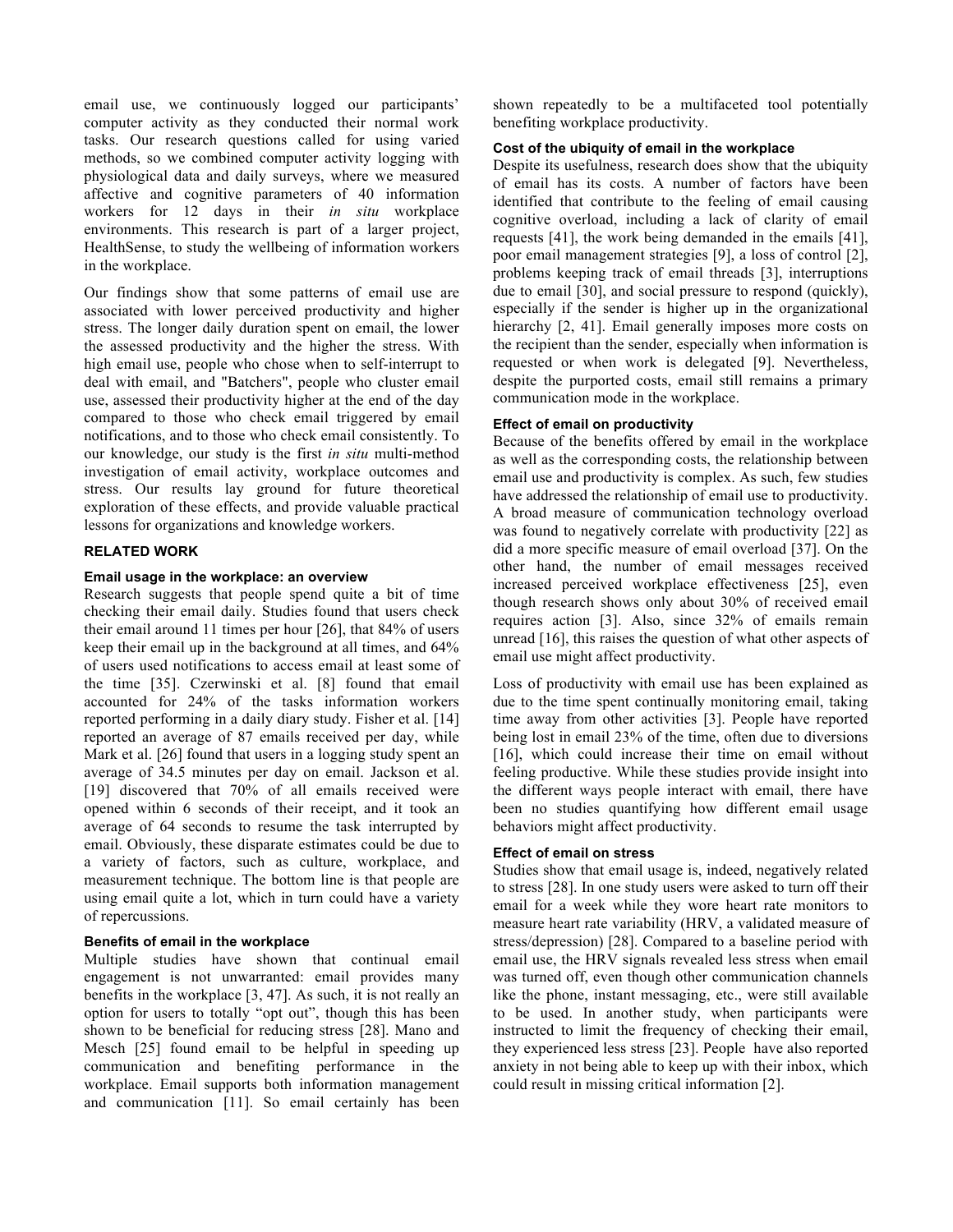email use, we continuously logged our participants' computer activity as they conducted their normal work tasks. Our research questions called for using varied methods, so we combined computer activity logging with physiological data and daily surveys, where we measured affective and cognitive parameters of 40 information workers for 12 days in their *in situ* workplace environments. This research is part of a larger project, HealthSense, to study the wellbeing of information workers in the workplace.

Our findings show that some patterns of email use are associated with lower perceived productivity and higher stress. The longer daily duration spent on email, the lower the assessed productivity and the higher the stress. With high email use, people who chose when to self-interrupt to deal with email, and "Batchers", people who cluster email use, assessed their productivity higher at the end of the day compared to those who check email triggered by email notifications, and to those who check email consistently. To our knowledge, our study is the first *in situ* multi-method investigation of email activity, workplace outcomes and stress. Our results lay ground for future theoretical exploration of these effects, and provide valuable practical lessons for organizations and knowledge workers.

## RELATED WORK

### Email usage in the workplace: an overview

Research suggests that people spend quite a bit of time checking their email daily. Studies found that users check their email around 11 times per hour [26], that 84% of users keep their email up in the background at all times, and 64% of users used notifications to access email at least some of the time [35]. Czerwinski et al. [8] found that email accounted for 24% of the tasks information workers reported performing in a daily diary study. Fisher et al. [14] reported an average of 87 emails received per day, while Mark et al. [26] found that users in a logging study spent an average of 34.5 minutes per day on email. Jackson et al. [19] discovered that 70% of all emails received were opened within 6 seconds of their receipt, and it took an average of 64 seconds to resume the task interrupted by email. Obviously, these disparate estimates could be due to a variety of factors, such as culture, workplace, and measurement technique. The bottom line is that people are using email quite a lot, which in turn could have a variety of repercussions.

### Benefits of email in the workplace

Multiple studies have shown that continual email engagement is not unwarranted: email provides many benefits in the workplace [3, 47]. As such, it is not really an option for users to totally "opt out", though this has been shown to be beneficial for reducing stress [28]. Mano and Mesch [25] found email to be helpful in speeding up communication and benefiting performance in the workplace. Email supports both information management and communication [11]. So email certainly has been shown repeatedly to be a multifaceted tool potentially benefiting workplace productivity.

### Cost of the ubiquity of email in the workplace

Despite its usefulness, research does show that the ubiquity of email has its costs. A number of factors have been identified that contribute to the feeling of email causing cognitive overload, including a lack of clarity of email requests [41], the work being demanded in the emails [41], poor email management strategies [9], a loss of control [2], problems keeping track of email threads [3], interruptions due to email [30], and social pressure to respond (quickly), especially if the sender is higher up in the organizational hierarchy [2, 41]. Email generally imposes more costs on the recipient than the sender, especially when information is requested or when work is delegated [9]. Nevertheless, despite the purported costs, email still remains a primary communication mode in the workplace.

### Effect of email on productivity

Because of the benefits offered by email in the workplace as well as the corresponding costs, the relationship between email use and productivity is complex. As such, few studies have addressed the relationship of email use to productivity. A broad measure of communication technology overload was found to negatively correlate with productivity [22] as did a more specific measure of email overload [37]. On the other hand, the number of email messages received increased perceived workplace effectiveness [25], even though research shows only about 30% of received email requires action [3]. Also, since 32% of emails remain unread [16], this raises the question of what other aspects of email use might affect productivity.

Loss of productivity with email use has been explained as due to the time spent continually monitoring email, taking time away from other activities [3]. People have reported being lost in email 23% of the time, often due to diversions [16], which could increase their time on email without feeling productive. While these studies provide insight into the different ways people interact with email, there have been no studies quantifying how different email usage behaviors might affect productivity.

### Effect of email on stress

Studies show that email usage is, indeed, negatively related to stress [28]. In one study users were asked to turn off their email for a week while they wore heart rate monitors to measure heart rate variability (HRV, a validated measure of stress/depression) [28]. Compared to a baseline period with email use, the HRV signals revealed less stress when email was turned off, even though other communication channels like the phone, instant messaging, etc., were still available to be used. In another study, when participants were instructed to limit the frequency of checking their email, they experienced less stress [23]. People have also reported anxiety in not being able to keep up with their inbox, which could result in missing critical information [2].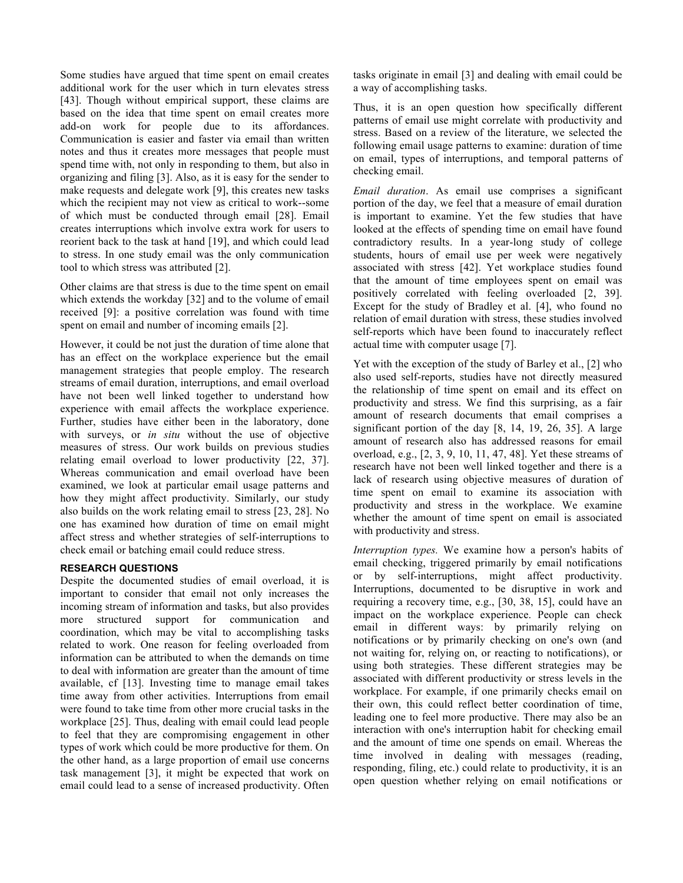Some studies have argued that time spent on email creates additional work for the user which in turn elevates stress [43]. Though without empirical support, these claims are based on the idea that time spent on email creates more add-on work for people due to its affordances. Communication is easier and faster via email than written notes and thus it creates more messages that people must spend time with, not only in responding to them, but also in organizing and filing [3]. Also, as it is easy for the sender to make requests and delegate work [9], this creates new tasks which the recipient may not view as critical to work--some of which must be conducted through email [28]. Email creates interruptions which involve extra work for users to reorient back to the task at hand [19], and which could lead to stress. In one study email was the only communication tool to which stress was attributed [2].

Other claims are that stress is due to the time spent on email which extends the workday [32] and to the volume of email received [9]: a positive correlation was found with time spent on email and number of incoming emails [2].

However, it could be not just the duration of time alone that has an effect on the workplace experience but the email management strategies that people employ. The research streams of email duration, interruptions, and email overload have not been well linked together to understand how experience with email affects the workplace experience. Further, studies have either been in the laboratory, done with surveys, or *in situ* without the use of objective measures of stress. Our work builds on previous studies relating email overload to lower productivity [22, 37]. Whereas communication and email overload have been examined, we look at particular email usage patterns and how they might affect productivity. Similarly, our study also builds on the work relating email to stress [23, 28]. No one has examined how duration of time on email might affect stress and whether strategies of self-interruptions to check email or batching email could reduce stress.

## RESEARCH QUESTIONS

Despite the documented studies of email overload, it is important to consider that email not only increases the incoming stream of information and tasks, but also provides more structured support for communication and coordination, which may be vital to accomplishing tasks related to work. One reason for feeling overloaded from information can be attributed to when the demands on time to deal with information are greater than the amount of time available, cf [13]. Investing time to manage email takes time away from other activities. Interruptions from email were found to take time from other more crucial tasks in the workplace [25]. Thus, dealing with email could lead people to feel that they are compromising engagement in other types of work which could be more productive for them. On the other hand, as a large proportion of email use concerns task management [3], it might be expected that work on email could lead to a sense of increased productivity. Often tasks originate in email [3] and dealing with email could be a way of accomplishing tasks.

Thus, it is an open question how specifically different patterns of email use might correlate with productivity and stress. Based on a review of the literature, we selected the following email usage patterns to examine: duration of time on email, types of interruptions, and temporal patterns of checking email.

*Email duration*. As email use comprises a significant portion of the day, we feel that a measure of email duration is important to examine. Yet the few studies that have looked at the effects of spending time on email have found contradictory results. In a year-long study of college students, hours of email use per week were negatively associated with stress [42]. Yet workplace studies found that the amount of time employees spent on email was positively correlated with feeling overloaded [2, 39]. Except for the study of Bradley et al. [4], who found no relation of email duration with stress, these studies involved self-reports which have been found to inaccurately reflect actual time with computer usage [7].

Yet with the exception of the study of Barley et al., [2] who also used self-reports, studies have not directly measured the relationship of time spent on email and its effect on productivity and stress. We find this surprising, as a fair amount of research documents that email comprises a significant portion of the day [8, 14, 19, 26, 35]. A large amount of research also has addressed reasons for email overload, e.g., [2, 3, 9, 10, 11, 47, 48]. Yet these streams of research have not been well linked together and there is a lack of research using objective measures of duration of time spent on email to examine its association with productivity and stress in the workplace. We examine whether the amount of time spent on email is associated with productivity and stress.

*Interruption types.* We examine how a person's habits of email checking, triggered primarily by email notifications or by self-interruptions, might affect productivity. Interruptions, documented to be disruptive in work and requiring a recovery time, e.g., [30, 38, 15], could have an impact on the workplace experience. People can check email in different ways: by primarily relying on notifications or by primarily checking on one's own (and not waiting for, relying on, or reacting to notifications), or using both strategies. These different strategies may be associated with different productivity or stress levels in the workplace. For example, if one primarily checks email on their own, this could reflect better coordination of time, leading one to feel more productive. There may also be an interaction with one's interruption habit for checking email and the amount of time one spends on email. Whereas the time involved in dealing with messages (reading, responding, filing, etc.) could relate to productivity, it is an open question whether relying on email notifications or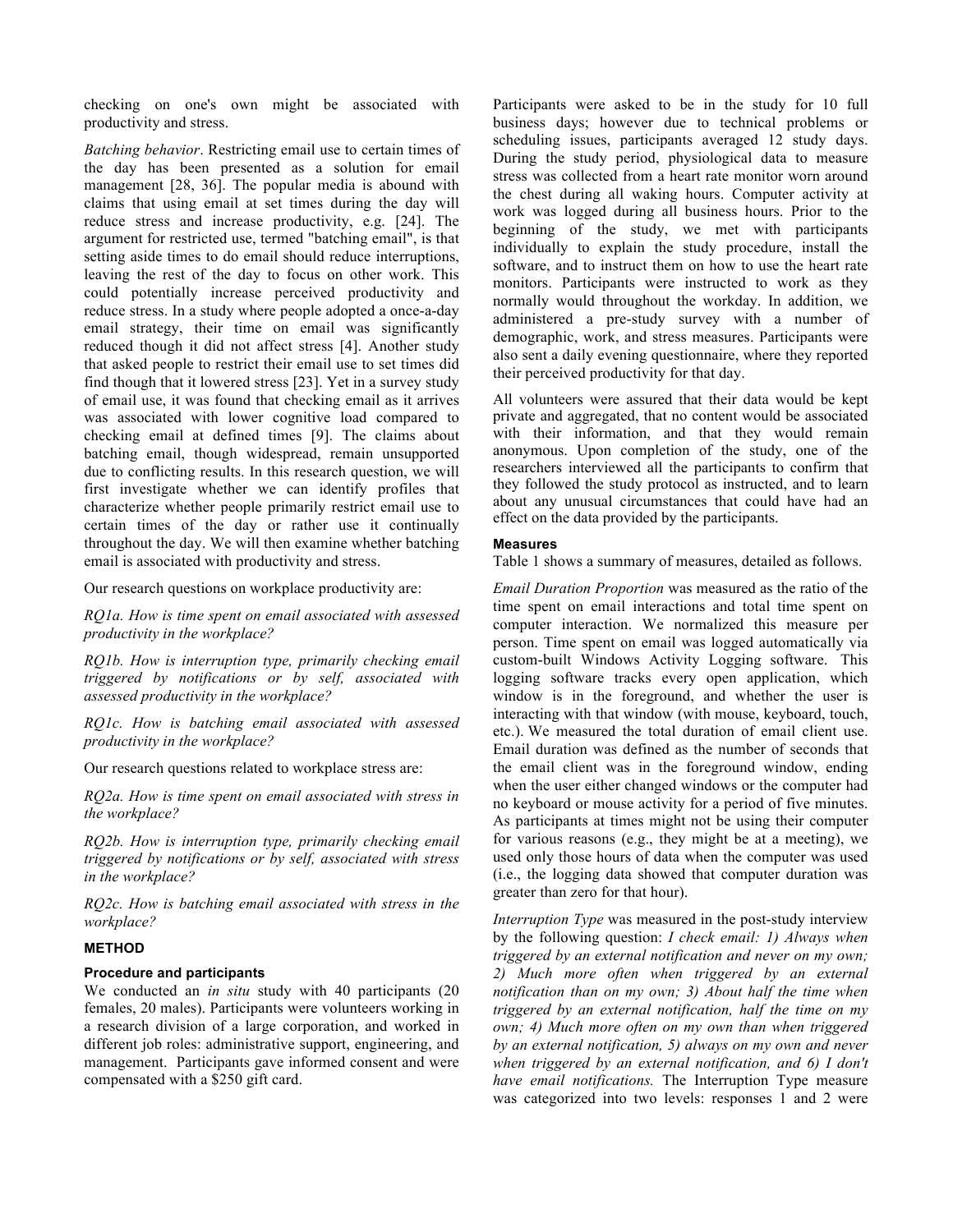checking on one's own might be associated with productivity and stress.

*Batching behavior*. Restricting email use to certain times of the day has been presented as a solution for email management [28, 36]. The popular media is abound with claims that using email at set times during the day will reduce stress and increase productivity, e.g. [24]. The argument for restricted use, termed "batching email", is that setting aside times to do email should reduce interruptions, leaving the rest of the day to focus on other work. This could potentially increase perceived productivity and reduce stress. In a study where people adopted a once-a-day email strategy, their time on email was significantly reduced though it did not affect stress [4]. Another study that asked people to restrict their email use to set times did find though that it lowered stress [23]. Yet in a survey study of email use, it was found that checking email as it arrives was associated with lower cognitive load compared to checking email at defined times [9]. The claims about batching email, though widespread, remain unsupported due to conflicting results. In this research question, we will first investigate whether we can identify profiles that characterize whether people primarily restrict email use to certain times of the day or rather use it continually throughout the day. We will then examine whether batching email is associated with productivity and stress.

Our research questions on workplace productivity are:

*RQ1a. How is time spent on email associated with assessed productivity in the workplace?*

*RQ1b. How is interruption type, primarily checking email triggered by notifications or by self, associated with assessed productivity in the workplace?*

*RQ1c. How is batching email associated with assessed productivity in the workplace?*

Our research questions related to workplace stress are:

*RQ2a. How is time spent on email associated with stress in the workplace?*

*RQ2b. How is interruption type, primarily checking email triggered by notifications or by self, associated with stress in the workplace?*

*RQ2c. How is batching email associated with stress in the workplace?*

## METHOD

### Procedure and participants

We conducted an *in situ* study with 40 participants (20 females, 20 males). Participants were volunteers working in a research division of a large corporation, and worked in different job roles: administrative support, engineering, and management. Participants gave informed consent and were compensated with a $250 gift card.

Participants were asked to be in the study for 10 full business days; however due to technical problems or scheduling issues, participants averaged 12 study days. During the study period, physiological data to measure stress was collected from a heart rate monitor worn around the chest during all waking hours. Computer activity at work was logged during all business hours. Prior to the beginning of the study, we met with participants individually to explain the study procedure, install the software, and to instruct them on how to use the heart rate monitors. Participants were instructed to work as they normally would throughout the workday. In addition, we administered a pre-study survey with a number of demographic, work, and stress measures. Participants were also sent a daily evening questionnaire, where they reported their perceived productivity for that day.

All volunteers were assured that their data would be kept private and aggregated, that no content would be associated with their information, and that they would remain anonymous. Upon completion of the study, one of the researchers interviewed all the participants to confirm that they followed the study protocol as instructed, and to learn about any unusual circumstances that could have had an effect on the data provided by the participants.

### Measures

Table 1 shows a summary of measures, detailed as follows.

*Email Duration Proportion* was measured as the ratio of the time spent on email interactions and total time spent on computer interaction. We normalized this measure per person. Time spent on email was logged automatically via custom-built Windows Activity Logging software. This logging software tracks every open application, which window is in the foreground, and whether the user is interacting with that window (with mouse, keyboard, touch, etc.). We measured the total duration of email client use. Email duration was defined as the number of seconds that the email client was in the foreground window, ending when the user either changed windows or the computer had no keyboard or mouse activity for a period of five minutes. As participants at times might not be using their computer for various reasons (e.g., they might be at a meeting), we used only those hours of data when the computer was used (i.e., the logging data showed that computer duration was greater than zero for that hour).

*Interruption Type* was measured in the post-study interview by the following question: *I check email: 1) Always when triggered by an external notification and never on my own; 2) Much more often when triggered by an external notification than on my own; 3) About half the time when triggered by an external notification, half the time on my own; 4) Much more often on my own than when triggered by an external notification, 5) always on my own and never when triggered by an external notification, and 6) I don't have email notifications.* The Interruption Type measure was categorized into two levels: responses 1 and 2 were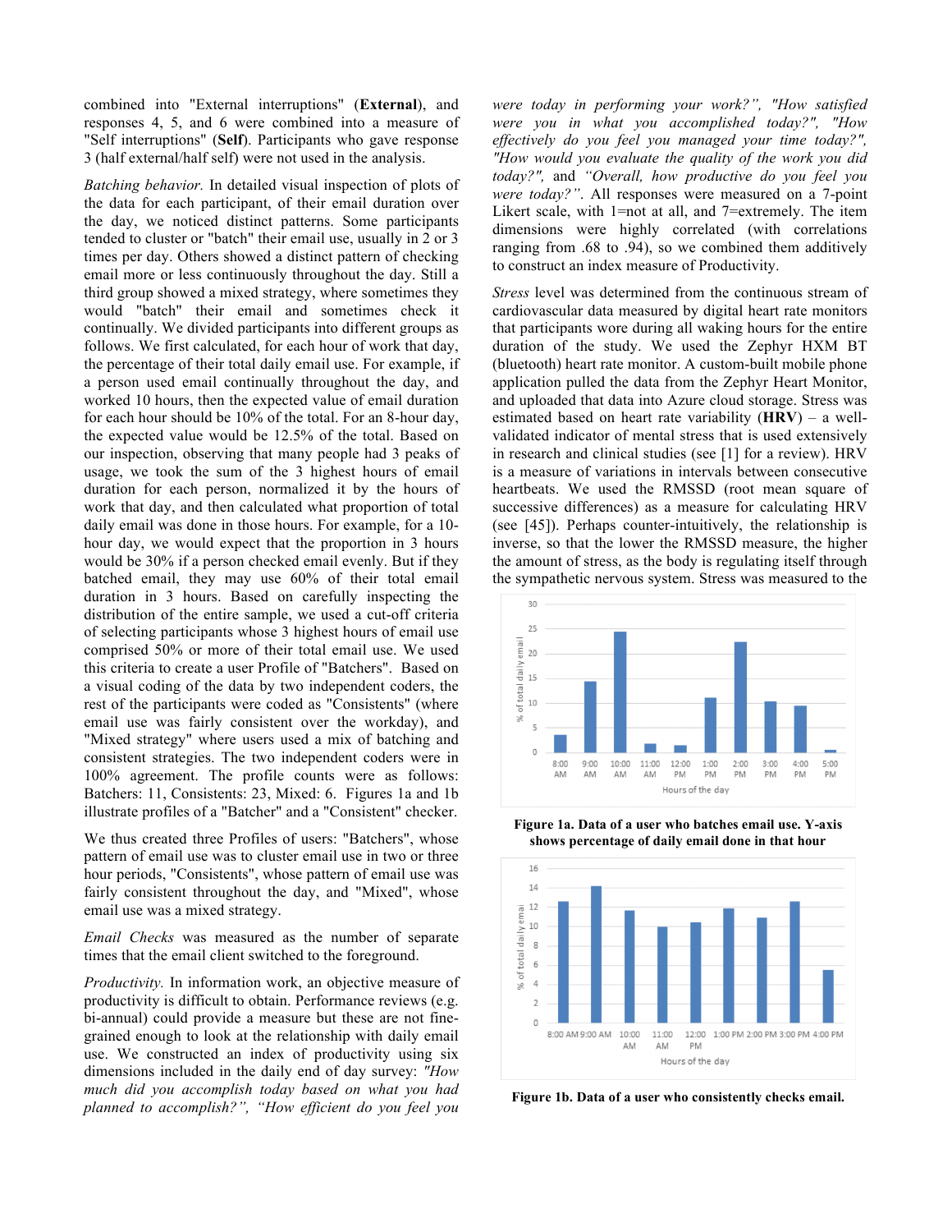combined into "External interruptions" (**External**), and responses 4, 5, and 6 were combined into a measure of "Self interruptions" (**Self**). Participants who gave response 3 (half external/half self) were not used in the analysis.

*Batching behavior.* In detailed visual inspection of plots of the data for each participant, of their email duration over the day, we noticed distinct patterns. Some participants tended to cluster or "batch" their email use, usually in 2 or 3 times per day. Others showed a distinct pattern of checking email more or less continuously throughout the day. Still a third group showed a mixed strategy, where sometimes they would "batch" their email and sometimes check it continually. We divided participants into different groups as follows. We first calculated, for each hour of work that day, the percentage of their total daily email use. For example, if a person used email continually throughout the day, and worked 10 hours, then the expected value of email duration for each hour should be 10% of the total. For an 8-hour day, the expected value would be 12.5% of the total. Based on our inspection, observing that many people had 3 peaks of usage, we took the sum of the 3 highest hours of email duration for each person, normalized it by the hours of work that day, and then calculated what proportion of total daily email was done in those hours. For example, for a 10-hour day, we would expect that the proportion in 3 hours would be 30% if a person checked email evenly. But if they batched email, they may use 60% of their total email duration in 3 hours. Based on carefully inspecting the distribution of the entire sample, we used a cut-off criteria of selecting participants whose 3 highest hours of email use comprised 50% or more of their total email use. We used this criteria to create a user Profile of "Batchers". Based on a visual coding of the data by two independent coders, the rest of the participants were coded as "Consistents" (where email use was fairly consistent over the workday), and "Mixed strategy" where users used a mix of batching and consistent strategies. The two independent coders were in 100% agreement. The profile counts were as follows: Batchers: 11, Consistents: 23, Mixed: 6. Figures 1a and 1b illustrate profiles of a "Batcher" and a "Consistent" checker.

We thus created three Profiles of users: "Batchers", whose pattern of email use was to cluster email use in two or three hour periods, "Consistents", whose pattern of email use was fairly consistent throughout the day, and "Mixed", whose email use was a mixed strategy.

*Email Checks* was measured as the number of separate times that the email client switched to the foreground.

*Productivity.* In information work, an objective measure of productivity is difficult to obtain. Performance reviews (e.g. bi-annual) could provide a measure but these are not fine-grained enough to look at the relationship with daily email use. We constructed an index of productivity using six dimensions included in the daily end of day survey: *"How much did you accomplish today based on what you had planned to accomplish?", "How efficient do you feel you were today in performing your work?", "How satisfied were you in what you accomplished today?", "How effectively do you feel you managed your time today?", "How would you evaluate the quality of the work you did today?",* and *"Overall, how productive do you feel you were today?"*. All responses were measured on a 7-point Likert scale, with 1=not at all, and 7=extremely. The item dimensions were highly correlated (with correlations ranging from .68 to .94), so we combined them additively to construct an index measure of Productivity.

*Stress* level was determined from the continuous stream of cardiovascular data measured by digital heart rate monitors that participants wore during all waking hours for the entire duration of the study. We used the Zephyr HXM BT (bluetooth) heart rate monitor. A custom-built mobile phone application pulled the data from the Zephyr Heart Monitor, and uploaded that data into Azure cloud storage. Stress was estimated based on heart rate variability (**HRV**) – a well-validated indicator of mental stress that is used extensively in research and clinical studies (see [1] for a review). HRV is a measure of variations in intervals between consecutive heartbeats. We used the RMSSD (root mean square of successive differences) as a measure for calculating HRV (see [45]). Perhaps counter-intuitively, the relationship is inverse, so that the lower the RMSSD measure, the higher the amount of stress, as the body is regulating itself through the sympathetic nervous system. Stress was measured to the

**Figure 1a. Data of a user who batches email use. Y-axis shows percentage of daily email done in that hour**

**Figure 1b. Data of a user who consistently checks email.**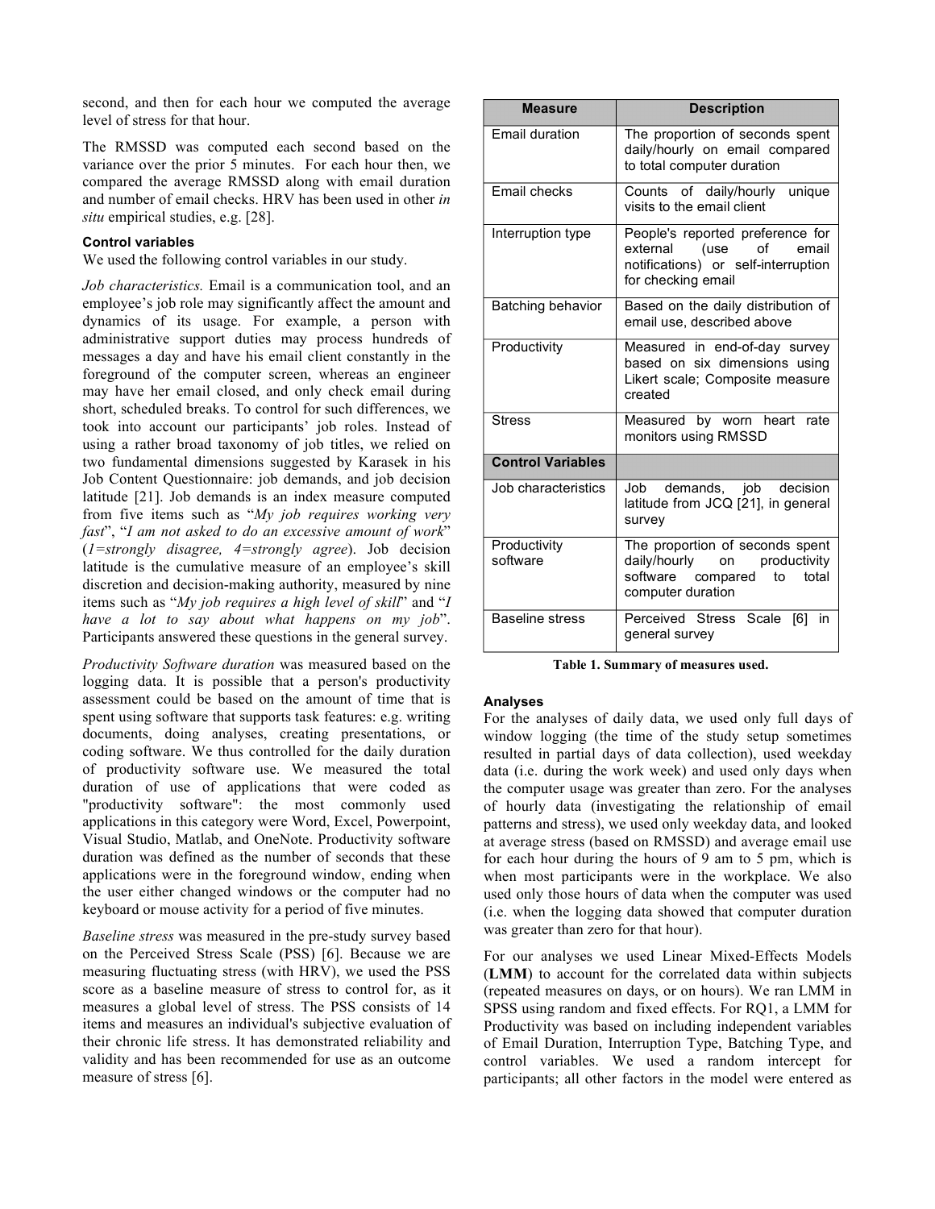second, and then for each hour we computed the average level of stress for that hour.

The RMSSD was computed each second based on the variance over the prior 5 minutes. For each hour then, we compared the average RMSSD along with email duration and number of email checks. HRV has been used in other *in situ* empirical studies, e.g. [28].

**Control variables**

We used the following control variables in our study.

*Job characteristics.* Email is a communication tool, and an employee's job role may significantly affect the amount and dynamics of its usage. For example, a person with administrative support duties may process hundreds of messages a day and have his email client constantly in the foreground of the computer screen, whereas an engineer may have her email closed, and only check email during short, scheduled breaks. To control for such differences, we took into account our participants' job roles. Instead of using a rather broad taxonomy of job titles, we relied on two fundamental dimensions suggested by Karasek in his Job Content Questionnaire: job demands, and job decision latitude [21]. Job demands is an index measure computed from five items such as "*My job requires working very fast*", "*I am not asked to do an excessive amount of work*" (*1=strongly disagree, 4=strongly agree*). Job decision latitude is the cumulative measure of an employee's skill discretion and decision-making authority, measured by nine items such as "*My job requires a high level of skill*" and "*I have a lot to say about what happens on my job*". Participants answered these questions in the general survey.

*Productivity Software duration* was measured based on the logging data. It is possible that a person's productivity assessment could be based on the amount of time that is spent using software that supports task features: e.g. writing documents, doing analyses, creating presentations, or coding software. We thus controlled for the daily duration of productivity software use. We measured the total duration of use of applications that were coded as "productivity software": the most commonly used applications in this category were Word, Excel, Powerpoint, Visual Studio, Matlab, and OneNote. Productivity software duration was defined as the number of seconds that these applications were in the foreground window, ending when the user either changed windows or the computer had no keyboard or mouse activity for a period of five minutes.

*Baseline stress* was measured in the pre-study survey based on the Perceived Stress Scale (PSS) [6]. Because we are measuring fluctuating stress (with HRV), we used the PSS score as a baseline measure of stress to control for, as it measures a global level of stress. The PSS consists of 14 items and measures an individual's subjective evaluation of their chronic life stress. It has demonstrated reliability and validity and has been recommended for use as an outcome measure of stress [6].

| Measure | Description |
|---|---|
| Email duration | The proportion of seconds spent daily/hourly on email compared to total computer duration |
| Email checks | Counts of daily/hourly unique visits to the email client |
| Interruption type | People's reported preference for external (use of email notifications) or self-interruption for checking email |
| Batching behavior | Based on the daily distribution of email use, described above |
| Productivity | Measured in end-of-day survey based on six dimensions using Likert scale; Composite measure created |
| Stress | Measured by worn heart rate monitors using RMSSD |
| **Control Variables** | |
| Job characteristics | Job demands, job decision latitude from JCQ [21], in general survey |
| Productivity software | The proportion of seconds spent daily/hourly on productivity software compared to total computer duration |
| Baseline stress | Perceived Stress Scale [6] in general survey |

**Table 1. Summary of measures used.**

**Analyses**

For the analyses of daily data, we used only full days of window logging (the time of the study setup sometimes resulted in partial days of data collection), used weekday data (i.e. during the work week) and used only days when the computer usage was greater than zero. For the analyses of hourly data (investigating the relationship of email patterns and stress), we used only weekday data, and looked at average stress (based on RMSSD) and average email use for each hour during the hours of 9 am to 5 pm, which is when most participants were in the workplace. We also used only those hours of data when the computer was used (i.e. when the logging data showed that computer duration was greater than zero for that hour).

For our analyses we used Linear Mixed-Effects Models (**LMM**) to account for the correlated data within subjects (repeated measures on days, or on hours). We ran LMM in SPSS using random and fixed effects. For RQ1, a LMM for Productivity was based on including independent variables of Email Duration, Interruption Type, Batching Type, and control variables. We used a random intercept for participants; all other factors in the model were entered as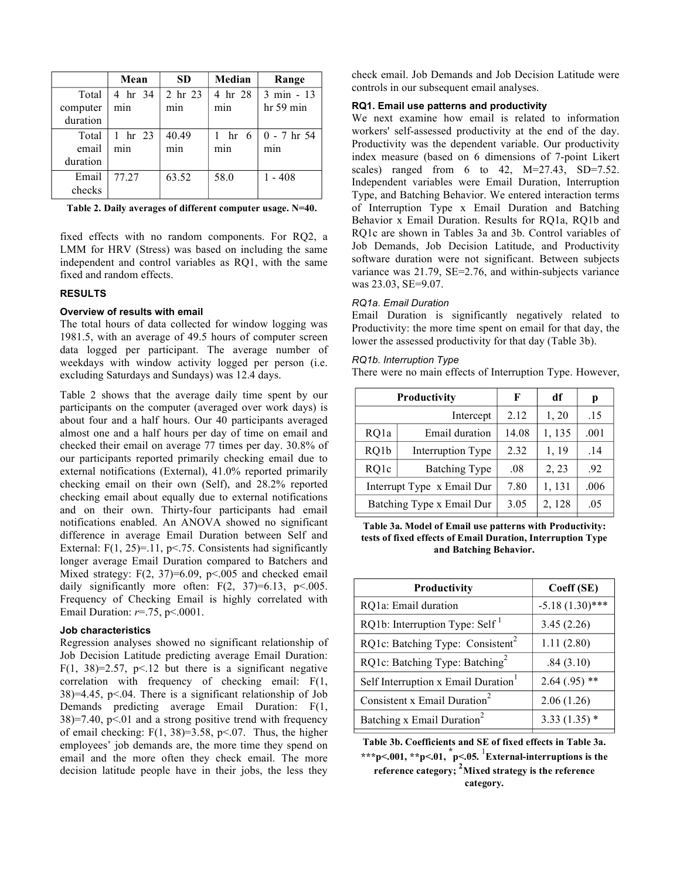| | Mean | SD | Median | Range |
|---|---|---|---|---|
| Total computer duration | 4 hr 34 min | 2 hr 23 min | 4 hr 28 min | 3 min - 13 hr 59 min |
| Total email duration | 1 hr 23 min | 40.49 min | 1 hr 6 min | 0 - 7 hr 54 min |
| Email checks | 77.27 | 63.52 | 58.0 | 1 - 408 |

**Table 2. Daily averages of different computer usage. N=40.**

fixed effects with no random components. For RQ2, a LMM for HRV (Stress) was based on including the same independent and control variables as RQ1, with the same fixed and random effects.

### RESULTS

#### Overview of results with email

The total hours of data collected for window logging was 1981.5, with an average of 49.5 hours of computer screen data logged per participant. The average number of weekdays with window activity logged per person (i.e. excluding Saturdays and Sundays) was 12.4 days.

Table 2 shows that the average daily time spent by our participants on the computer (averaged over work days) is about four and a half hours. Our 40 participants averaged almost one and a half hours per day of time on email and checked their email on average 77 times per day. 30.8% of our participants reported primarily checking email due to external notifications (External), 41.0% reported primarily checking email on their own (Self), and 28.2% reported checking email about equally due to external notifications and on their own. Thirty-four participants had email notifications enabled. An ANOVA showed no significant difference in average Email Duration between Self and External: $F(1, 25)=.11$, $p<.75$. Consistents had significantly longer average Email Duration compared to Batchers and Mixed strategy: $F(2, 37)=6.09$, $p<.005$ and checked email daily significantly more often: $F(2, 37)=6.13$, $p<.005$. Frequency of Checking Email is highly correlated with Email Duration: $r=.75$, $p<.0001$.

#### Job characteristics

Regression analyses showed no significant relationship of Job Decision Latitude predicting average Email Duration: $F(1, 38)=2.57$, $p<.12$ but there is a significant negative correlation with frequency of checking email: $F(1, 38)=4.45$, $p<.04$. There is a significant relationship of Job Demands predicting average Email Duration: $F(1, 38)=7.40$, $p<.01$ and a strong positive trend with frequency of email checking: $F(1, 38)=3.58$, $p<.07$. Thus, the higher employees' job demands are, the more time they spend on email and the more often they check email. The more decision latitude people have in their jobs, the less they check email. Job Demands and Job Decision Latitude were controls in our subsequent email analyses.

#### RQ1. Email use patterns and productivity

We next examine how email is related to information workers' self-assessed productivity at the end of the day. Productivity was the dependent variable. Our productivity index measure (based on 6 dimensions of 7-point Likert scales) ranged from 6 to 42, M=27.43, SD=7.52. Independent variables were Email Duration, Interruption Type, and Batching Behavior. We entered interaction terms of Interruption Type x Email Duration and Batching Behavior x Email Duration. Results for RQ1a, RQ1b and RQ1c are shown in Tables 3a and 3b. Control variables of Job Demands, Job Decision Latitude, and Productivity software duration were not significant. Between subjects variance was 21.79, SE=2.76, and within-subjects variance was 23.03, SE=9.07.

*RQ1a. Email Duration*

Email Duration is significantly negatively related to Productivity: the more time spent on email for that day, the lower the assessed productivity for that day (Table 3b).

*RQ1b. Interruption Type*

There were no main effects of Interruption Type. However,

| Productivity | | F | df | p |
|---|---|---|---|---|
| | Intercept | 2.12 | 1, 20 | .15 |
| RQ1a | Email duration | 14.08 | 1, 135 | .001 |
| RQ1b | Interruption Type | 2.32 | 1, 19 | .14 |
| RQ1c | Batching Type | .08 | 2, 23 | .92 |
| Interrupt Type x Email Dur | | 7.80 | 1, 131 | .006 |
| Batching Type x Email Dur | | 3.05 | 2, 128 | .05 |

**Table 3a. Model of Email use patterns with Productivity: tests of fixed effects of Email Duration, Interruption Type and Batching Behavior.**

| Productivity | Coeff (SE) |
|---|---|
| RQ1a: Email duration | -5.18 (1.30)*** |
| RQ1b: Interruption Type: Self [1] | 3.45 (2.26) |
| RQ1c: Batching Type: Consistent[2] | 1.11 (2.80) |
| RQ1c: Batching Type: Batching[2] | .84 (3.10) |
| Self Interruption x Email Duration[1] | 2.64 (.95) ** |
| Consistent x Email Duration[2] | 2.06 (1.26) |
| Batching x Email Duration[2] | 3.33 (1.35) * |

**Table 3b. Coefficients and SE of fixed effects in Table 3a. ***p<.001, **p<.01, *p<.05. [1]External-interruptions is the reference category; [2]Mixed strategy is the reference category.**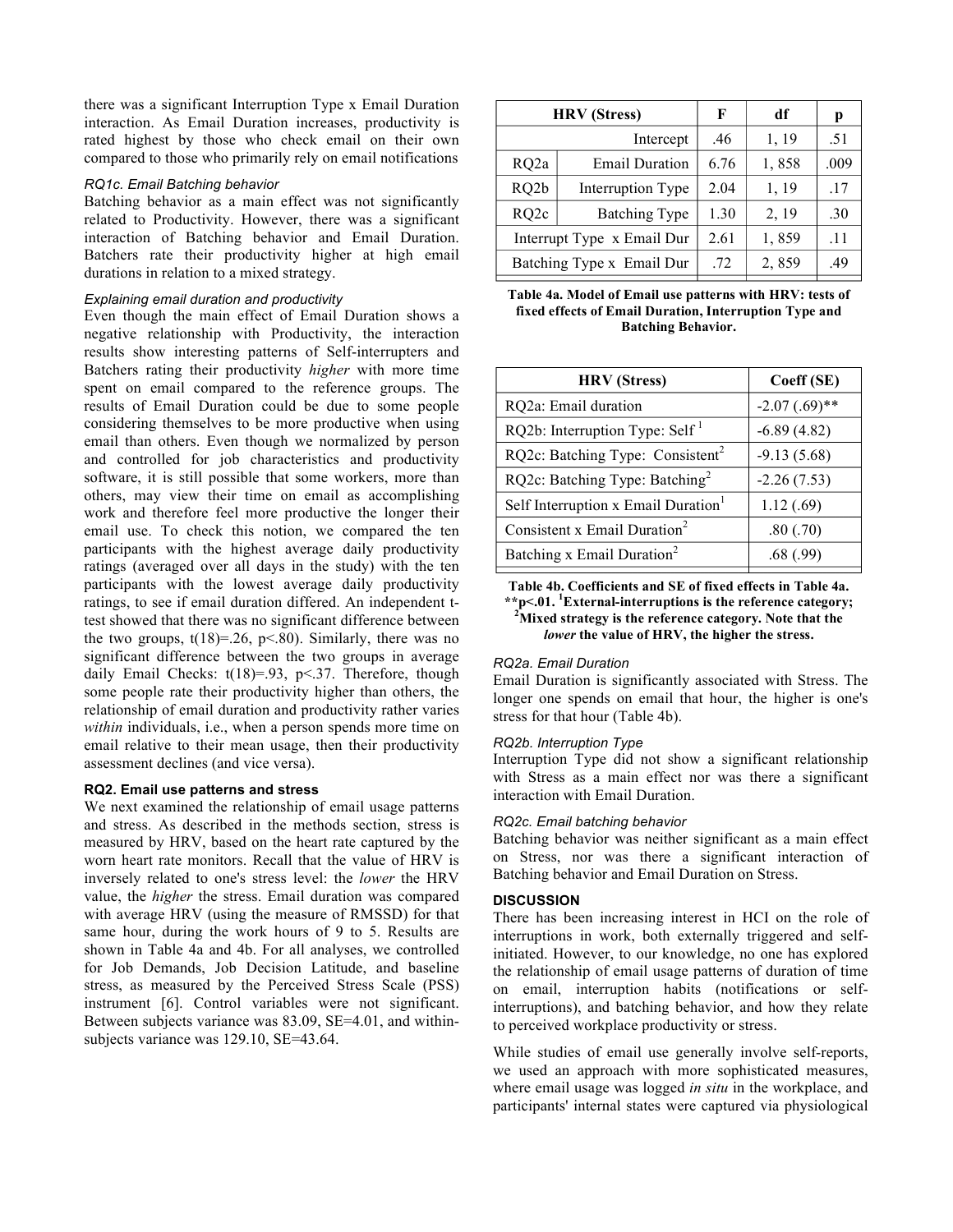there was a significant Interruption Type x Email Duration interaction. As Email Duration increases, productivity is rated highest by those who check email on their own compared to those who primarily rely on email notifications

*RQ1c. Email Batching behavior*

Batching behavior as a main effect was not significantly related to Productivity. However, there was a significant interaction of Batching behavior and Email Duration. Batchers rate their productivity higher at high email durations in relation to a mixed strategy.

*Explaining email duration and productivity*

Even though the main effect of Email Duration shows a negative relationship with Productivity, the interaction results show interesting patterns of Self-interrupters and Batchers rating their productivity *higher* with more time spent on email compared to the reference groups. The results of Email Duration could be due to some people considering themselves to be more productive when using email than others. Even though we normalized by person and controlled for job characteristics and productivity software, it is still possible that some workers, more than others, may view their time on email as accomplishing work and therefore feel more productive the longer their email use. To check this notion, we compared the ten participants with the highest average daily productivity ratings (averaged over all days in the study) with the ten participants with the lowest average daily productivity ratings, to see if email duration differed. An independent t-test showed that there was no significant difference between the two groups, $t(18)=.26$, $p<.80$). Similarly, there was no significant difference between the two groups in average daily Email Checks: $t(18)=.93$, $p<.37$. Therefore, though some people rate their productivity higher than others, the relationship of email duration and productivity rather varies *within* individuals, i.e., when a person spends more time on email relative to their mean usage, then their productivity assessment declines (and vice versa).

### RQ2. Email use patterns and stress

We next examined the relationship of email usage patterns and stress. As described in the methods section, stress is measured by HRV, based on the heart rate captured by the worn heart rate monitors. Recall that the value of HRV is inversely related to one's stress level: the *lower* the HRV value, the *higher* the stress. Email duration was compared with average HRV (using the measure of RMSSD) for that same hour, during the work hours of 9 to 5. Results are shown in Table 4a and 4b. For all analyses, we controlled for Job Demands, Job Decision Latitude, and baseline stress, as measured by the Perceived Stress Scale (PSS) instrument [6]. Control variables were not significant. Between subjects variance was 83.09, SE=4.01, and within-subjects variance was 129.10, SE=43.64.

| HRV (Stress) | | F | df | p |
|---|---|---|---|---|
| | Intercept | .46 | 1, 19 | .51 |
| RQ2a | Email Duration | 6.76 | 1, 858 | .009 |
| RQ2b | Interruption Type | 2.04 | 1, 19 | .17 |
| RQ2c | Batching Type | 1.30 | 2, 19 | .30 |
| Interrupt Type x Email Dur | | 2.61 | 1, 859 | .11 |
| Batching Type x Email Dur | | .72 | 2, 859 | .49 |

**Table 4a. Model of Email use patterns with HRV: tests of fixed effects of Email Duration, Interruption Type and Batching Behavior.**

| HRV (Stress) | Coeff (SE) |
|---|---|
| RQ2a: Email duration | -2.07 (.69)** |
| RQ2b: Interruption Type: Self [1] | -6.89 (4.82) |
| RQ2c: Batching Type: Consistent[2] | -9.13 (5.68) |
| RQ2c: Batching Type: Batching[2] | -2.26 (7.53) |
| Self Interruption x Email Duration[1] | 1.12 (.69) |
| Consistent x Email Duration[2] | .80 (.70) |
| Batching x Email Duration[2] | .68 (.99) |

**Table 4b. Coefficients and SE of fixed effects in Table 4a. **$p<.01$. [1]External-interruptions is the reference category; [2]Mixed strategy is the reference category. Note that the *lower* the value of HRV, the higher the stress.**

*RQ2a. Email Duration*

Email Duration is significantly associated with Stress. The longer one spends on email that hour, the higher is one's stress for that hour (Table 4b).

*RQ2b. Interruption Type*

Interruption Type did not show a significant relationship with Stress as a main effect nor was there a significant interaction with Email Duration.

*RQ2c. Email batching behavior*

Batching behavior was neither significant as a main effect on Stress, nor was there a significant interaction of Batching behavior and Email Duration on Stress.

## DISCUSSION

There has been increasing interest in HCI on the role of interruptions in work, both externally triggered and self-initiated. However, to our knowledge, no one has explored the relationship of email usage patterns of duration of time on email, interruption habits (notifications or self-interruptions), and batching behavior, and how they relate to perceived workplace productivity or stress.

While studies of email use generally involve self-reports, we used an approach with more sophisticated measures, where email usage was logged *in situ* in the workplace, and participants' internal states were captured via physiological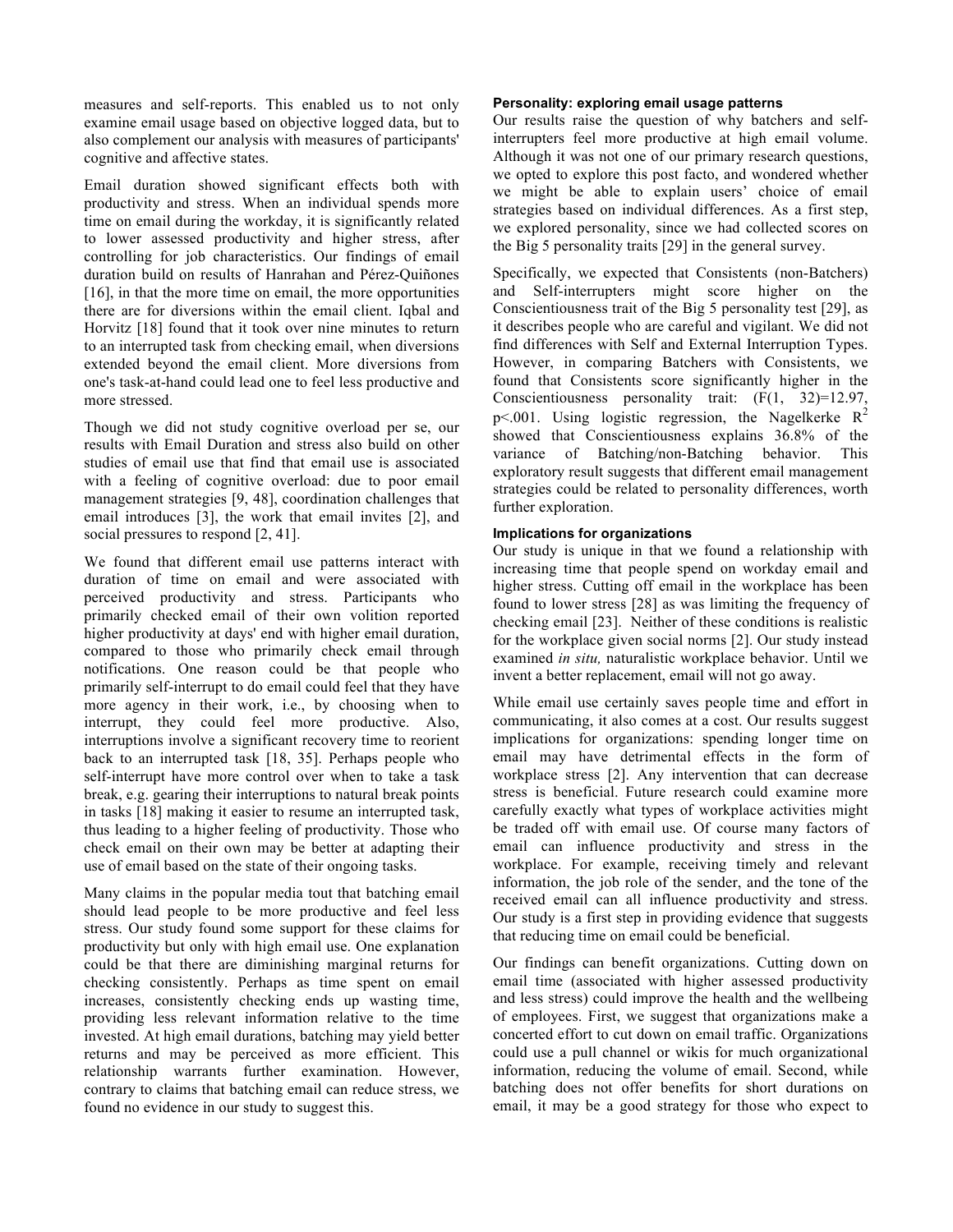measures and self-reports. This enabled us to not only examine email usage based on objective logged data, but to also complement our analysis with measures of participants' cognitive and affective states.

Email duration showed significant effects both with productivity and stress. When an individual spends more time on email during the workday, it is significantly related to lower assessed productivity and higher stress, after controlling for job characteristics. Our findings of email duration build on results of Hanrahan and Pérez-Quiñones [16], in that the more time on email, the more opportunities there are for diversions within the email client. Iqbal and Horvitz [18] found that it took over nine minutes to return to an interrupted task from checking email, when diversions extended beyond the email client. More diversions from one's task-at-hand could lead one to feel less productive and more stressed.

Though we did not study cognitive overload per se, our results with Email Duration and stress also build on other studies of email use that find that email use is associated with a feeling of cognitive overload: due to poor email management strategies [9, 48], coordination challenges that email introduces [3], the work that email invites [2], and social pressures to respond [2, 41].

We found that different email use patterns interact with duration of time on email and were associated with perceived productivity and stress. Participants who primarily checked email of their own volition reported higher productivity at days' end with higher email duration, compared to those who primarily check email through notifications. One reason could be that people who primarily self-interrupt to do email could feel that they have more agency in their work, i.e., by choosing when to interrupt, they could feel more productive. Also, interruptions involve a significant recovery time to reorient back to an interrupted task [18, 35]. Perhaps people who self-interrupt have more control over when to take a task break, e.g. gearing their interruptions to natural break points in tasks [18] making it easier to resume an interrupted task, thus leading to a higher feeling of productivity. Those who check email on their own may be better at adapting their use of email based on the state of their ongoing tasks.

Many claims in the popular media tout that batching email should lead people to be more productive and feel less stress. Our study found some support for these claims for productivity but only with high email use. One explanation could be that there are diminishing marginal returns for checking consistently. Perhaps as time spent on email increases, consistently checking ends up wasting time, providing less relevant information relative to the time invested. At high email durations, batching may yield better returns and may be perceived as more efficient. This relationship warrants further examination. However, contrary to claims that batching email can reduce stress, we found no evidence in our study to suggest this.

#### Personality: exploring email usage patterns

Our results raise the question of why batchers and self-interrupters feel more productive at high email volume. Although it was not one of our primary research questions, we opted to explore this post facto, and wondered whether we might be able to explain users' choice of email strategies based on individual differences. As a first step, we explored personality, since we had collected scores on the Big 5 personality traits [29] in the general survey.

Specifically, we expected that Consistents (non-Batchers) and Self-interrupters might score higher on the Conscientiousness trait of the Big 5 personality test [29], as it describes people who are careful and vigilant. We did not find differences with Self and External Interruption Types. However, in comparing Batchers with Consistents, we found that Consistents score significantly higher in the Conscientiousness personality trait: ($F(1, 32)=12.97$, $p<.001$. Using logistic regression, the Nagelkerke $R^2$ showed that Conscientiousness explains 36.8% of the variance of Batching/non-Batching behavior. This exploratory result suggests that different email management strategies could be related to personality differences, worth further exploration.

#### Implications for organizations

Our study is unique in that we found a relationship with increasing time that people spend on workday email and higher stress. Cutting off email in the workplace has been found to lower stress [28] as was limiting the frequency of checking email [23]. Neither of these conditions is realistic for the workplace given social norms [2]. Our study instead examined *in situ,* naturalistic workplace behavior. Until we invent a better replacement, email will not go away.

While email use certainly saves people time and effort in communicating, it also comes at a cost. Our results suggest implications for organizations: spending longer time on email may have detrimental effects in the form of workplace stress [2]. Any intervention that can decrease stress is beneficial. Future research could examine more carefully exactly what types of workplace activities might be traded off with email use. Of course many factors of email can influence productivity and stress in the workplace. For example, receiving timely and relevant information, the job role of the sender, and the tone of the received email can all influence productivity and stress. Our study is a first step in providing evidence that suggests that reducing time on email could be beneficial.

Our findings can benefit organizations. Cutting down on email time (associated with higher assessed productivity and less stress) could improve the health and the wellbeing of employees. First, we suggest that organizations make a concerted effort to cut down on email traffic. Organizations could use a pull channel or wikis for much organizational information, reducing the volume of email. Second, while batching does not offer benefits for short durations on email, it may be a good strategy for those who expect to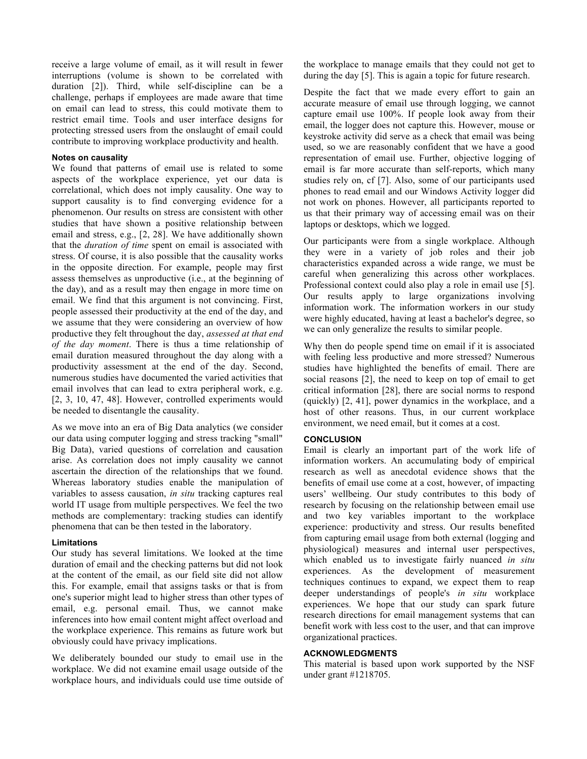receive a large volume of email, as it will result in fewer interruptions (volume is shown to be correlated with duration [2]). Third, while self-discipline can be a challenge, perhaps if employees are made aware that time on email can lead to stress, this could motivate them to restrict email time. Tools and user interface designs for protecting stressed users from the onslaught of email could contribute to improving workplace productivity and health.

#### Notes on causality

We found that patterns of email use is related to some aspects of the workplace experience, yet our data is correlational, which does not imply causality. One way to support causality is to find converging evidence for a phenomenon. Our results on stress are consistent with other studies that have shown a positive relationship between email and stress, e.g., [2, 28]. We have additionally shown that the *duration of time* spent on email is associated with stress. Of course, it is also possible that the causality works in the opposite direction. For example, people may first assess themselves as unproductive (i.e., at the beginning of the day), and as a result may then engage in more time on email. We find that this argument is not convincing. First, people assessed their productivity at the end of the day, and we assume that they were considering an overview of how productive they felt throughout the day, *assessed at that end of the day moment*. There is thus a time relationship of email duration measured throughout the day along with a productivity assessment at the end of the day. Second, numerous studies have documented the varied activities that email involves that can lead to extra peripheral work, e.g. [2, 3, 10, 47, 48]. However, controlled experiments would be needed to disentangle the causality.

As we move into an era of Big Data analytics (we consider our data using computer logging and stress tracking "small" Big Data), varied questions of correlation and causation arise. As correlation does not imply causality we cannot ascertain the direction of the relationships that we found. Whereas laboratory studies enable the manipulation of variables to assess causation, *in situ* tracking captures real world IT usage from multiple perspectives. We feel the two methods are complementary: tracking studies can identify phenomena that can be then tested in the laboratory.

#### Limitations

Our study has several limitations. We looked at the time duration of email and the checking patterns but did not look at the content of the email, as our field site did not allow this. For example, email that assigns tasks or that is from one's superior might lead to higher stress than other types of email, e.g. personal email. Thus, we cannot make inferences into how email content might affect overload and the workplace experience. This remains as future work but obviously could have privacy implications.

We deliberately bounded our study to email use in the workplace. We did not examine email usage outside of the workplace hours, and individuals could use time outside of the workplace to manage emails that they could not get to during the day [5]. This is again a topic for future research.

Despite the fact that we made every effort to gain an accurate measure of email use through logging, we cannot capture email use 100%. If people look away from their email, the logger does not capture this. However, mouse or keystroke activity did serve as a check that email was being used, so we are reasonably confident that we have a good representation of email use. Further, objective logging of email is far more accurate than self-reports, which many studies rely on, cf [7]. Also, some of our participants used phones to read email and our Windows Activity logger did not work on phones. However, all participants reported to us that their primary way of accessing email was on their laptops or desktops, which we logged.

Our participants were from a single workplace. Although they were in a variety of job roles and their job characteristics expanded across a wide range, we must be careful when generalizing this across other workplaces. Professional context could also play a role in email use [5]. Our results apply to large organizations involving information work. The information workers in our study were highly educated, having at least a bachelor's degree, so we can only generalize the results to similar people.

Why then do people spend time on email if it is associated with feeling less productive and more stressed? Numerous studies have highlighted the benefits of email. There are social reasons [2], the need to keep on top of email to get critical information [28], there are social norms to respond (quickly) [2, 41], power dynamics in the workplace, and a host of other reasons. Thus, in our current workplace environment, we need email, but it comes at a cost.

### CONCLUSION

Email is clearly an important part of the work life of information workers. An accumulating body of empirical research as well as anecdotal evidence shows that the benefits of email use come at a cost, however, of impacting users' wellbeing. Our study contributes to this body of research by focusing on the relationship between email use and two key variables important to the workplace experience: productivity and stress. Our results benefited from capturing email usage from both external (logging and physiological) measures and internal user perspectives, which enabled us to investigate fairly nuanced *in situ* experiences. As the development of measurement techniques continues to expand, we expect them to reap deeper understandings of people's *in situ* workplace experiences. We hope that our study can spark future research directions for email management systems that can benefit work with less cost to the user, and that can improve organizational practices.

### ACKNOWLEDGMENTS

This material is based upon work supported by the NSF under grant #1218705.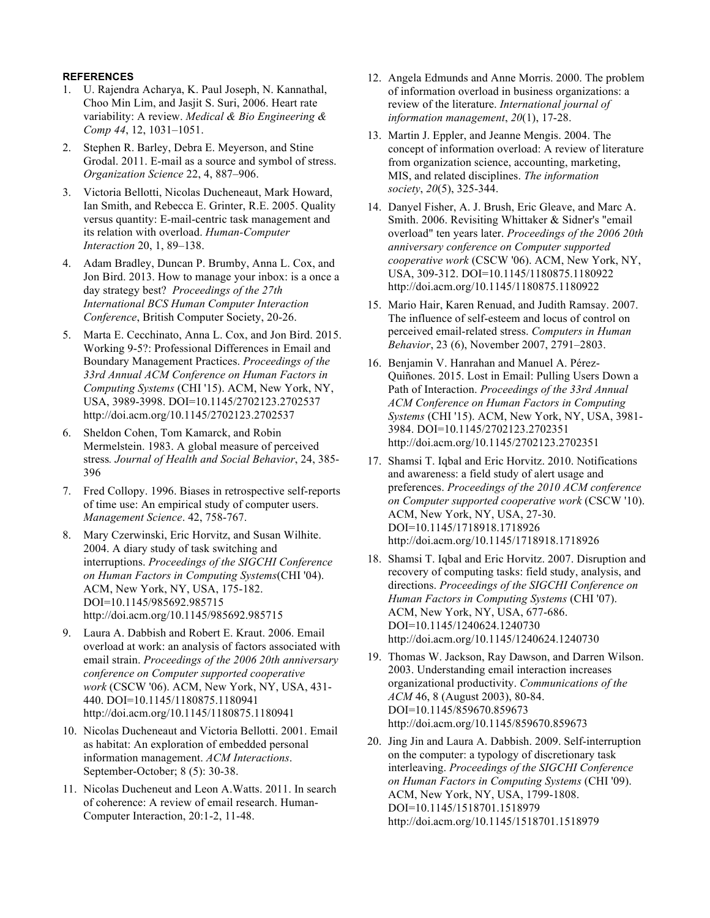## REFERENCES

1. U. Rajendra Acharya, K. Paul Joseph, N. Kannathal, Choo Min Lim, and Jasjit S. Suri, 2006. Heart rate variability: A review. *Medical & Bio Engineering & Comp 44*, 12, 1031–1051.
2. Stephen R. Barley, Debra E. Meyerson, and Stine Grodal. 2011. E-mail as a source and symbol of stress. *Organization Science* 22, 4, 887–906.
3. Victoria Bellotti, Nicolas Ducheneaut, Mark Howard, Ian Smith, and Rebecca E. Grinter, R.E. 2005. Quality versus quantity: E-mail-centric task management and its relation with overload. *Human-Computer Interaction* 20, 1, 89–138.
4. Adam Bradley, Duncan P. Brumby, Anna L. Cox, and Jon Bird. 2013. How to manage your inbox: is a once a day strategy best? *Proceedings of the 27th International BCS Human Computer Interaction Conference*, British Computer Society, 20-26.
5. Marta E. Cecchinato, Anna L. Cox, and Jon Bird. 2015. Working 9-5?: Professional Differences in Email and Boundary Management Practices. *Proceedings of the 33rd Annual ACM Conference on Human Factors in Computing Systems* (CHI '15). ACM, New York, NY, USA, 3989-3998. DOI=10.1145/2702123.2702537 http://doi.acm.org/10.1145/2702123.2702537
6. Sheldon Cohen, Tom Kamarck, and Robin Mermelstein. 1983. A global measure of perceived stress*. Journal of Health and Social Behavior*, 24, 385-396
7. Fred Collopy. 1996. Biases in retrospective self-reports of time use: An empirical study of computer users. *Management Science*. 42, 758-767.
8. Mary Czerwinski, Eric Horvitz, and Susan Wilhite. 2004. A diary study of task switching and interruptions. *Proceedings of the SIGCHI Conference on Human Factors in Computing Systems*(CHI '04). ACM, New York, NY, USA, 175-182. DOI=10.1145/985692.985715 http://doi.acm.org/10.1145/985692.985715
9. Laura A. Dabbish and Robert E. Kraut. 2006. Email overload at work: an analysis of factors associated with email strain. *Proceedings of the 2006 20th anniversary conference on Computer supported cooperative work* (CSCW '06). ACM, New York, NY, USA, 431-440. DOI=10.1145/1180875.1180941 http://doi.acm.org/10.1145/1180875.1180941
10. Nicolas Ducheneaut and Victoria Bellotti. 2001. Email as habitat: An exploration of embedded personal information management. *ACM Interactions*. September-October; 8 (5): 30-38.
11. Nicolas Ducheneut and Leon A.Watts. 2011. In search of coherence: A review of email research. Human-Computer Interaction, 20:1-2, 11-48.
12. Angela Edmunds and Anne Morris. 2000. The problem of information overload in business organizations: a review of the literature. *International journal of information management*, *20*(1), 17-28.
13. Martin J. Eppler, and Jeanne Mengis. 2004. The concept of information overload: A review of literature from organization science, accounting, marketing, MIS, and related disciplines. *The information society*, *20*(5), 325-344.
14. Danyel Fisher, A. J. Brush, Eric Gleave, and Marc A. Smith. 2006. Revisiting Whittaker & Sidner's "email overload" ten years later. *Proceedings of the 2006 20th anniversary conference on Computer supported cooperative work* (CSCW '06). ACM, New York, NY, USA, 309-312. DOI=10.1145/1180875.1180922 http://doi.acm.org/10.1145/1180875.1180922
15. Mario Hair, Karen Renuad, and Judith Ramsay. 2007. The influence of self-esteem and locus of control on perceived email-related stress. *Computers in Human Behavior*, 23 (6), November 2007, 2791–2803.
16. Benjamin V. Hanrahan and Manuel A. Pérez-Quiñones. 2015. Lost in Email: Pulling Users Down a Path of Interaction. *Proceedings of the 33rd Annual ACM Conference on Human Factors in Computing Systems* (CHI '15). ACM, New York, NY, USA, 3981-3984. DOI=10.1145/2702123.2702351 http://doi.acm.org/10.1145/2702123.2702351
17. Shamsi T. Iqbal and Eric Horvitz. 2010. Notifications and awareness: a field study of alert usage and preferences. *Proceedings of the 2010 ACM conference on Computer supported cooperative work* (CSCW '10). ACM, New York, NY, USA, 27-30. DOI=10.1145/1718918.1718926 http://doi.acm.org/10.1145/1718918.1718926
18. Shamsi T. Iqbal and Eric Horvitz. 2007. Disruption and recovery of computing tasks: field study, analysis, and directions. *Proceedings of the SIGCHI Conference on Human Factors in Computing Systems* (CHI '07). ACM, New York, NY, USA, 677-686. DOI=10.1145/1240624.1240730 http://doi.acm.org/10.1145/1240624.1240730
19. Thomas W. Jackson, Ray Dawson, and Darren Wilson. 2003. Understanding email interaction increases organizational productivity. *Communications of the ACM* 46, 8 (August 2003), 80-84. DOI=10.1145/859670.859673 http://doi.acm.org/10.1145/859670.859673
20. Jing Jin and Laura A. Dabbish. 2009. Self-interruption on the computer: a typology of discretionary task interleaving. *Proceedings of the SIGCHI Conference on Human Factors in Computing Systems* (CHI '09). ACM, New York, NY, USA, 1799-1808. DOI=10.1145/1518701.1518979 http://doi.acm.org/10.1145/1518701.1518979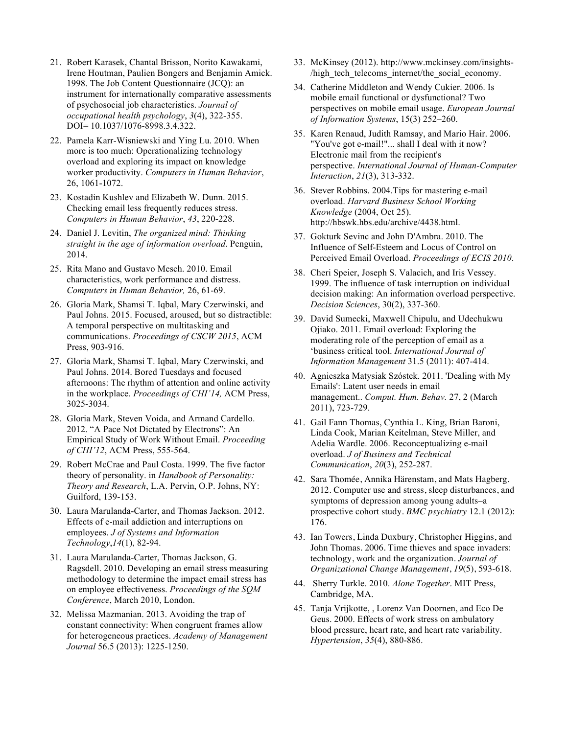21. Robert Karasek, Chantal Brisson, Norito Kawakami, Irene Houtman, Paulien Bongers and Benjamin Amick. 1998. The Job Content Questionnaire (JCQ): an instrument for internationally comparative assessments of psychosocial job characteristics. *Journal of occupational health psychology*, *3*(4), 322-355. DOI= 10.1037/1076-8998.3.4.322.

22. Pamela Karr-Wisniewski and Ying Lu. 2010. When more is too much: Operationalizing technology overload and exploring its impact on knowledge worker productivity. *Computers in Human Behavior*, 26, 1061-1072.

23. Kostadin Kushlev and Elizabeth W. Dunn. 2015. Checking email less frequently reduces stress. *Computers in Human Behavior*, *43*, 220-228.

24. Daniel J. Levitin, *The organized mind: Thinking straight in the age of information overload*. Penguin, 2014.

25. Rita Mano and Gustavo Mesch. 2010. Email characteristics, work performance and distress. *Computers in Human Behavior,* 26, 61-69.

26. Gloria Mark, Shamsi T. Iqbal, Mary Czerwinski, and Paul Johns. 2015. Focused, aroused, but so distractible: A temporal perspective on multitasking and communications. *Proceedings of CSCW 2015*, ACM Press, 903-916.

27. Gloria Mark, Shamsi T. Iqbal, Mary Czerwinski, and Paul Johns. 2014. Bored Tuesdays and focused afternoons: The rhythm of attention and online activity in the workplace. *Proceedings of CHI'14,* ACM Press, 3025-3034.

28. Gloria Mark, Steven Voida, and Armand Cardello. 2012. "A Pace Not Dictated by Electrons": An Empirical Study of Work Without Email. *Proceeding of CHI'12*, ACM Press, 555-564.

29. Robert McCrae and Paul Costa. 1999. The five factor theory of personality. in *Handbook of Personality: Theory and Research*, L.A. Pervin, O.P. Johns, NY: Guilford, 139-153.

30. Laura Marulanda-Carter, and Thomas Jackson. 2012. Effects of e-mail addiction and interruptions on employees. *J of Systems and Information Technology*,*14*(1), 82-94.

31. Laura Marulanda-Carter, Thomas Jackson, G. Ragsdell. 2010. Developing an email stress measuring methodology to determine the impact email stress has on employee effectiveness. *Proceedings of the SQM Conference*, March 2010, London.

32. Melissa Mazmanian. 2013. Avoiding the trap of constant connectivity: When congruent frames allow for heterogeneous practices. *Academy of Management Journal* 56.5 (2013): 1225-1250.

33. McKinsey (2012). http://www.mckinsey.com/insights-/high_tech_telecoms_internet/the_social_economy.

34. Catherine Middleton and Wendy Cukier. 2006. Is mobile email functional or dysfunctional? Two perspectives on mobile email usage. *European Journal of Information Systems*, 15(3) 252–260.

35. Karen Renaud, Judith Ramsay, and Mario Hair. 2006. "You've got e-mail!"... shall I deal with it now? Electronic mail from the recipient's perspective. *International Journal of Human-Computer Interaction*, *21*(3), 313-332.

36. Stever Robbins. 2004.Tips for mastering e-mail overload. *Harvard Business School Working Knowledge* (2004, Oct 25). http://hbswk.hbs.edu/archive/4438.html.

37. Gokturk Sevinc and John D'Ambra. 2010. The Influence of Self-Esteem and Locus of Control on Perceived Email Overload. *Proceedings of ECIS 2010*.

38. Cheri Speier, Joseph S. Valacich, and Iris Vessey. 1999. The influence of task interruption on individual decision making: An information overload perspective. *Decision Sciences*, 30(2), 337-360.

39. David Sumecki, Maxwell Chipulu, and Udechukwu Ojiako. 2011. Email overload: Exploring the moderating role of the perception of email as a 'business critical tool. *International Journal of Information Management* 31.5 (2011): 407-414.

40. Agnieszka Matysiak Szóstek. 2011. 'Dealing with My Emails': Latent user needs in email management.. *Comput. Hum. Behav.* 27, 2 (March 2011), 723-729.

41. Gail Fann Thomas, Cynthia L. King, Brian Baroni, Linda Cook, Marian Keitelman, Steve Miller, and Adelia Wardle. 2006. Reconceptualizing e-mail overload. *J of Business and Technical Communication*, *20*(3), 252-287.

42. Sara Thomée, Annika Härenstam, and Mats Hagberg. 2012. Computer use and stress, sleep disturbances, and symptoms of depression among young adults–a prospective cohort study. *BMC psychiatry* 12.1 (2012): 176.

43. Ian Towers, Linda Duxbury, Christopher Higgins, and John Thomas. 2006. Time thieves and space invaders: technology, work and the organization. *Journal of Organizational Change Management*, *19*(5), 593-618.

44. Sherry Turkle. 2010. *Alone Together*. MIT Press, Cambridge, MA.

45. Tanja Vrijkotte, , Lorenz Van Doornen, and Eco De Geus. 2000. Effects of work stress on ambulatory blood pressure, heart rate, and heart rate variability. *Hypertension*, *35*(4), 880-886.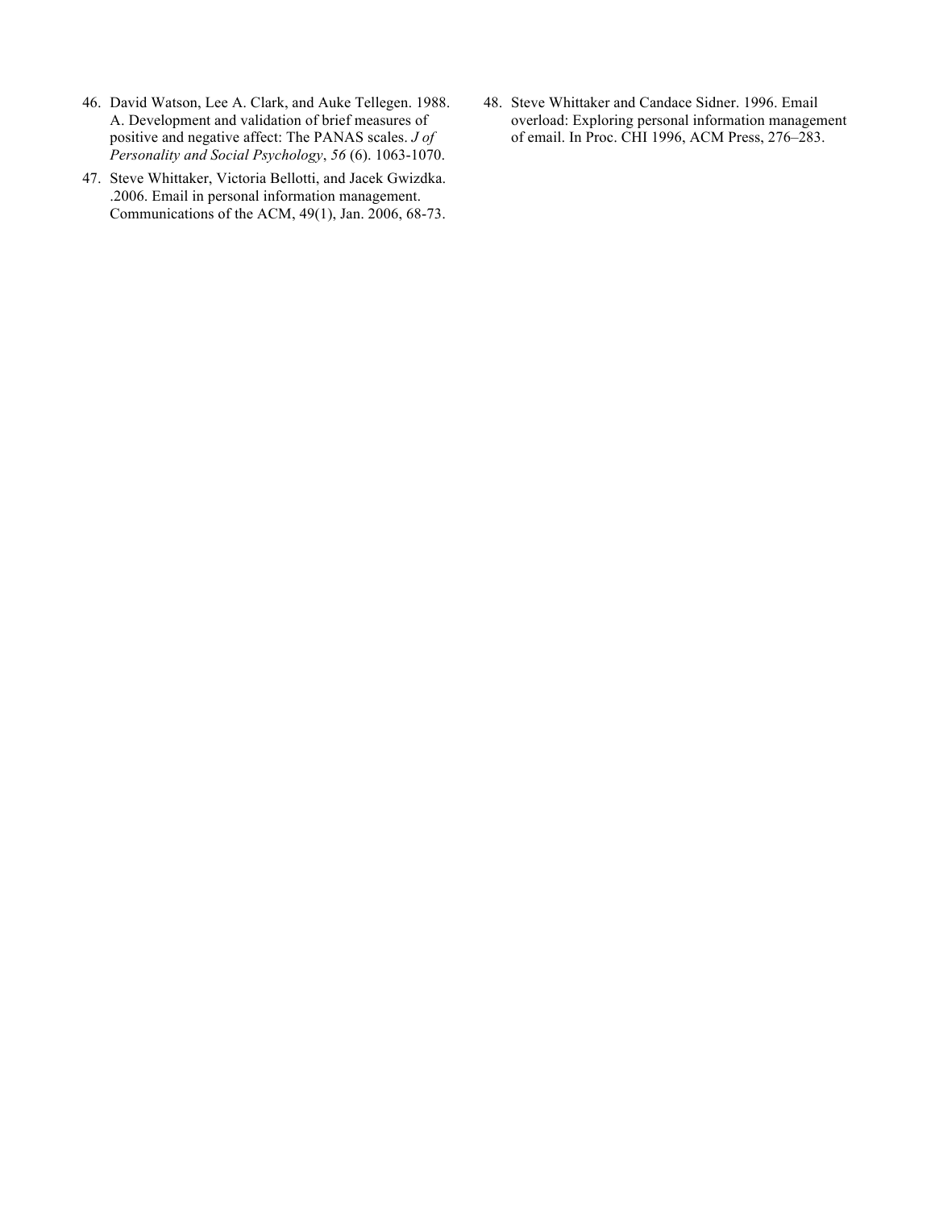46. David Watson, Lee A. Clark, and Auke Tellegen. 1988. A. Development and validation of brief measures of positive and negative affect: The PANAS scales. *J of Personality and Social Psychology*, *56* (6). 1063-1070.
47. Steve Whittaker, Victoria Bellotti, and Jacek Gwizdka. .2006. Email in personal information management. Communications of the ACM, 49(1), Jan. 2006, 68-73.
48. Steve Whittaker and Candace Sidner. 1996. Email overload: Exploring personal information management of email. In Proc. CHI 1996, ACM Press, 276–283.